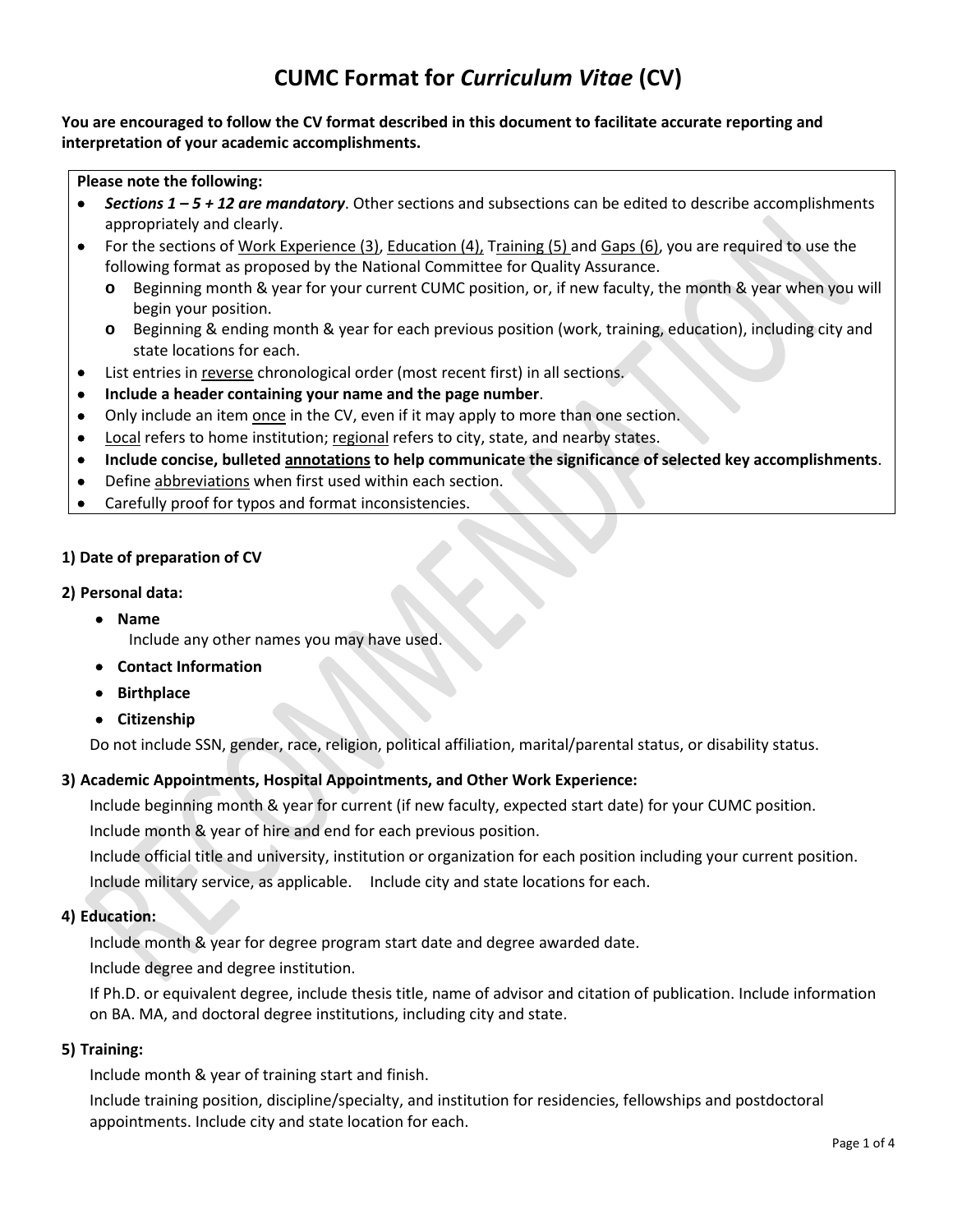# CUMC Format for *Curriculum Vitae* (CV)

**You are encouraged to follow the CV format described in this document to facilitate accurate reporting and interpretation of your academic accomplishments.**

**Please note the following:**

- ***Sections 1 – 5 + 12 are mandatory***. Other sections and subsections can be edited to describe accomplishments appropriately and clearly.
- For the sections of <u>Work Experience (3)</u>, <u>Education (4)</u>, <u>Training (5)</u> and <u>Gaps (6)</u>, you are required to use the following format as proposed by the National Committee for Quality Assurance.
  - Beginning month & year for your current CUMC position, or, if new faculty, the month & year when you will begin your position.
  - Beginning & ending month & year for each previous position (work, training, education), including city and state locations for each.
- List entries in <u>reverse</u> chronological order (most recent first) in all sections.
- **Include a header containing your name and the page number**.
- Only include an item <u>once</u> in the CV, even if it may apply to more than one section.
- <u>Local</u> refers to home institution; <u>regional</u> refers to city, state, and nearby states.
- **Include concise, bulleted <u>annotations</u> to help communicate the significance of selected key accomplishments**.
- Define <u>abbreviations</u> when first used within each section.
- Carefully proof for typos and format inconsistencies.

**1) Date of preparation of CV**

**2) Personal data:**

- **Name**
  Include any other names you may have used.
- **Contact Information**
- **Birthplace**
- **Citizenship**

Do not include SSN, gender, race, religion, political affiliation, marital/parental status, or disability status.

**3) Academic Appointments, Hospital Appointments, and Other Work Experience:**

Include beginning month & year for current (if new faculty, expected start date) for your CUMC position.

Include month & year of hire and end for each previous position.

Include official title and university, institution or organization for each position including your current position.

Include military service, as applicable. Include city and state locations for each.

**4) Education:**

Include month & year for degree program start date and degree awarded date.

Include degree and degree institution.

If Ph.D. or equivalent degree, include thesis title, name of advisor and citation of publication. Include information on BA. MA, and doctoral degree institutions, including city and state.

**5) Training:**

Include month & year of training start and finish.

Include training position, discipline/specialty, and institution for residencies, fellowships and postdoctoral appointments. Include city and state location for each.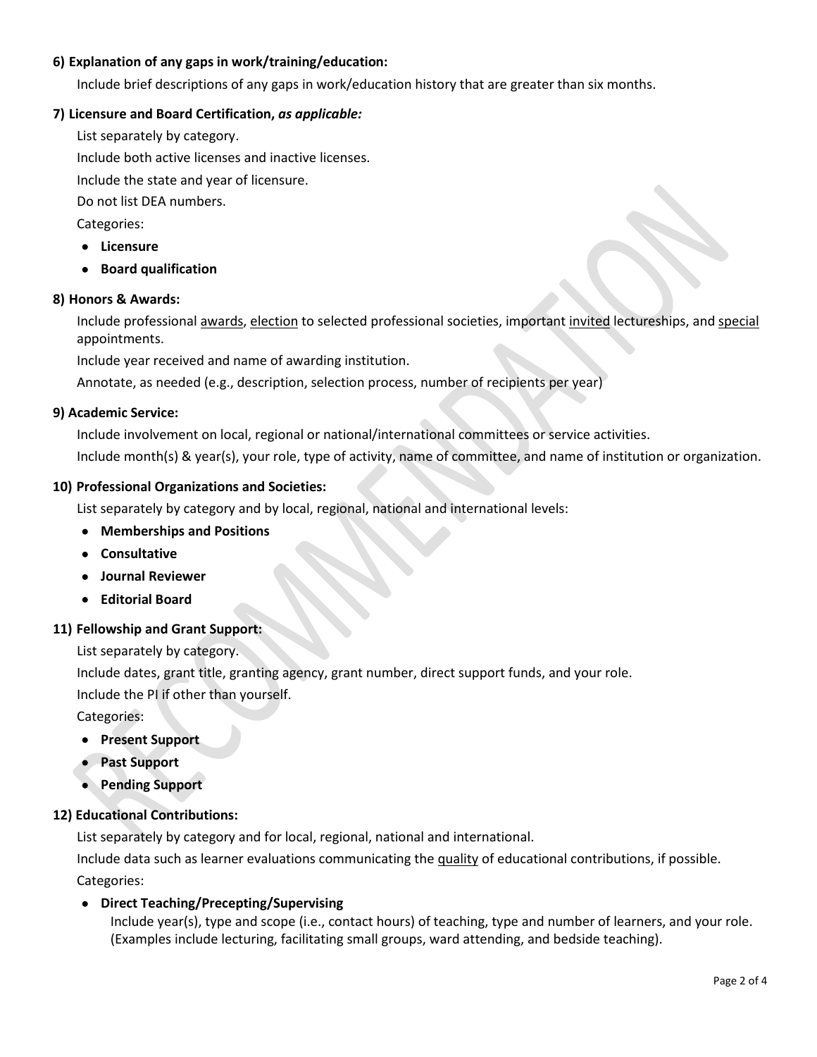**6) Explanation of any gaps in work/training/education:**

Include brief descriptions of any gaps in work/education history that are greater than six months.

**7) Licensure and Board Certification, *as applicable:***

List separately by category.

Include both active licenses and inactive licenses.

Include the state and year of licensure.

Do not list DEA numbers.

Categories:

- **Licensure**
- **Board qualification**

**8) Honors & Awards:**

Include professional awards, election to selected professional societies, important invited lectureships, and special appointments.

Include year received and name of awarding institution.

Annotate, as needed (e.g., description, selection process, number of recipients per year)

**9) Academic Service:**

Include involvement on local, regional or national/international committees or service activities.

Include month(s) & year(s), your role, type of activity, name of committee, and name of institution or organization.

**10) Professional Organizations and Societies:**

List separately by category and by local, regional, national and international levels:

- **Memberships and Positions**
- **Consultative**
- **Journal Reviewer**
- **Editorial Board**

**11) Fellowship and Grant Support:**

List separately by category.

Include dates, grant title, granting agency, grant number, direct support funds, and your role.

Include the PI if other than yourself.

Categories:

- **Present Support**
- **Past Support**
- **Pending Support**

**12) Educational Contributions:**

List separately by category and for local, regional, national and international.

Include data such as learner evaluations communicating the quality of educational contributions, if possible.

Categories:

- **Direct Teaching/Precepting/Supervising**

  Include year(s), type and scope (i.e., contact hours) of teaching, type and number of learners, and your role. (Examples include lecturing, facilitating small groups, ward attending, and bedside teaching).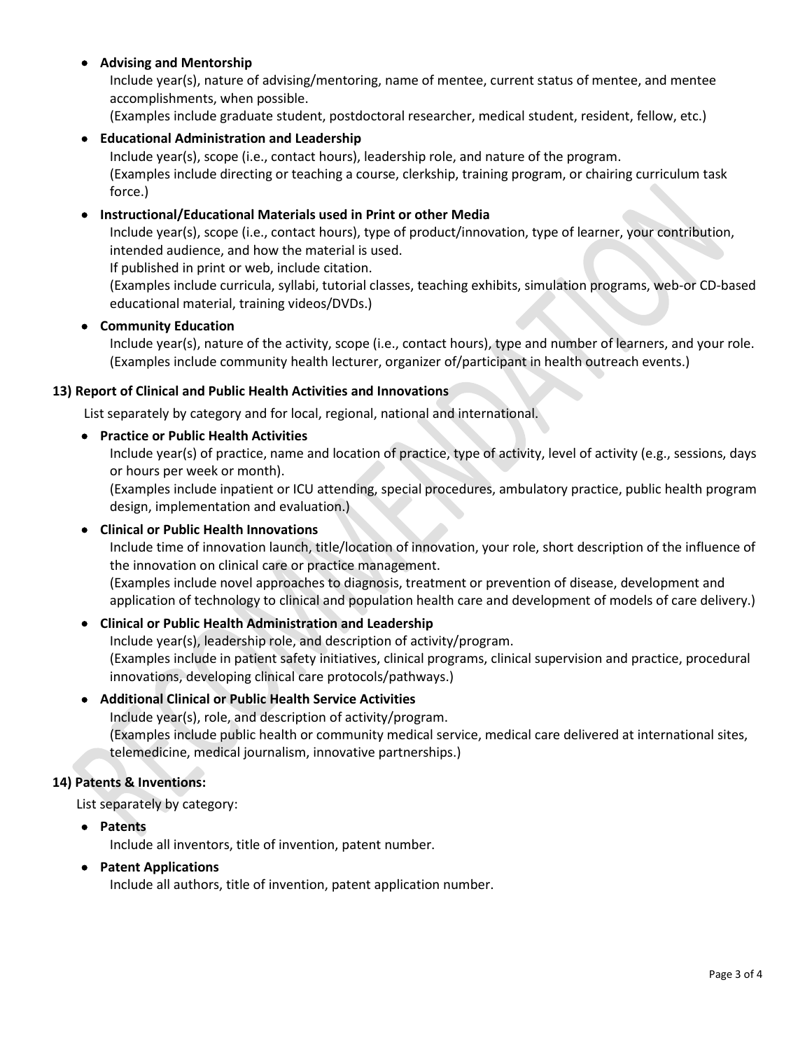- **Advising and Mentorship**
  Include year(s), nature of advising/mentoring, name of mentee, current status of mentee, and mentee accomplishments, when possible.
  (Examples include graduate student, postdoctoral researcher, medical student, resident, fellow, etc.)

- **Educational Administration and Leadership**
  Include year(s), scope (i.e., contact hours), leadership role, and nature of the program.
  (Examples include directing or teaching a course, clerkship, training program, or chairing curriculum task force.)

- **Instructional/Educational Materials used in Print or other Media**
  Include year(s), scope (i.e., contact hours), type of product/innovation, type of learner, your contribution, intended audience, and how the material is used.
  If published in print or web, include citation.
  (Examples include curricula, syllabi, tutorial classes, teaching exhibits, simulation programs, web-or CD-based educational material, training videos/DVDs.)

- **Community Education**
  Include year(s), nature of the activity, scope (i.e., contact hours), type and number of learners, and your role.
  (Examples include community health lecturer, organizer of/participant in health outreach events.)

**13) Report of Clinical and Public Health Activities and Innovations**

List separately by category and for local, regional, national and international.

- **Practice or Public Health Activities**
  Include year(s) of practice, name and location of practice, type of activity, level of activity (e.g., sessions, days or hours per week or month).
  (Examples include inpatient or ICU attending, special procedures, ambulatory practice, public health program design, implementation and evaluation.)

- **Clinical or Public Health Innovations**
  Include time of innovation launch, title/location of innovation, your role, short description of the influence of the innovation on clinical care or practice management.
  (Examples include novel approaches to diagnosis, treatment or prevention of disease, development and application of technology to clinical and population health care and development of models of care delivery.)

- **Clinical or Public Health Administration and Leadership**
  Include year(s), leadership role, and description of activity/program.
  (Examples include in patient safety initiatives, clinical programs, clinical supervision and practice, procedural innovations, developing clinical care protocols/pathways.)

- **Additional Clinical or Public Health Service Activities**
  Include year(s), role, and description of activity/program.
  (Examples include public health or community medical service, medical care delivered at international sites, telemedicine, medical journalism, innovative partnerships.)

**14) Patents & Inventions:**

List separately by category:

- **Patents**
  Include all inventors, title of invention, patent number.

- **Patent Applications**
  Include all authors, title of invention, patent application number.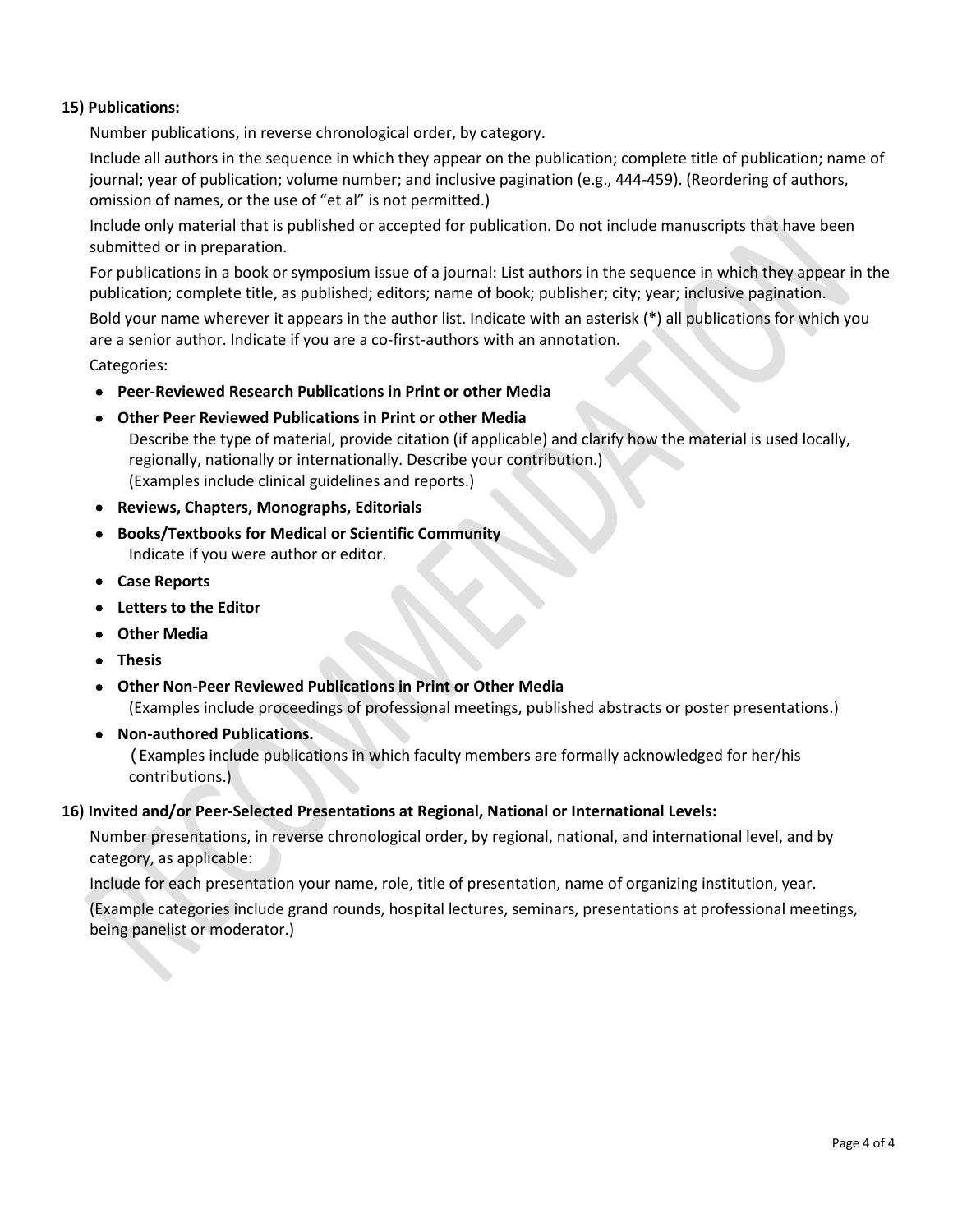**15) Publications:**

Number publications, in reverse chronological order, by category.

Include all authors in the sequence in which they appear on the publication; complete title of publication; name of journal; year of publication; volume number; and inclusive pagination (e.g., 444-459). (Reordering of authors, omission of names, or the use of "et al" is not permitted.)

Include only material that is published or accepted for publication. Do not include manuscripts that have been submitted or in preparation.

For publications in a book or symposium issue of a journal: List authors in the sequence in which they appear in the publication; complete title, as published; editors; name of book; publisher; city; year; inclusive pagination.

Bold your name wherever it appears in the author list. Indicate with an asterisk (*) all publications for which you are a senior author. Indicate if you are a co-first-authors with an annotation.

Categories:

- **Peer-Reviewed Research Publications in Print or other Media**
- **Other Peer Reviewed Publications in Print or other Media**
  Describe the type of material, provide citation (if applicable) and clarify how the material is used locally, regionally, nationally or internationally. Describe your contribution.)
  (Examples include clinical guidelines and reports.)
- **Reviews, Chapters, Monographs, Editorials**
- **Books/Textbooks for Medical or Scientific Community**
  Indicate if you were author or editor.
- **Case Reports**
- **Letters to the Editor**
- **Other Media**
- **Thesis**
- **Other Non-Peer Reviewed Publications in Print or Other Media**
  (Examples include proceedings of professional meetings, published abstracts or poster presentations.)
- **Non-authored Publications.**
  ( Examples include publications in which faculty members are formally acknowledged for her/his contributions.)

**16) Invited and/or Peer-Selected Presentations at Regional, National or International Levels:**

Number presentations, in reverse chronological order, by regional, national, and international level, and by category, as applicable:

Include for each presentation your name, role, title of presentation, name of organizing institution, year.

(Example categories include grand rounds, hospital lectures, seminars, presentations at professional meetings, being panelist or moderator.)